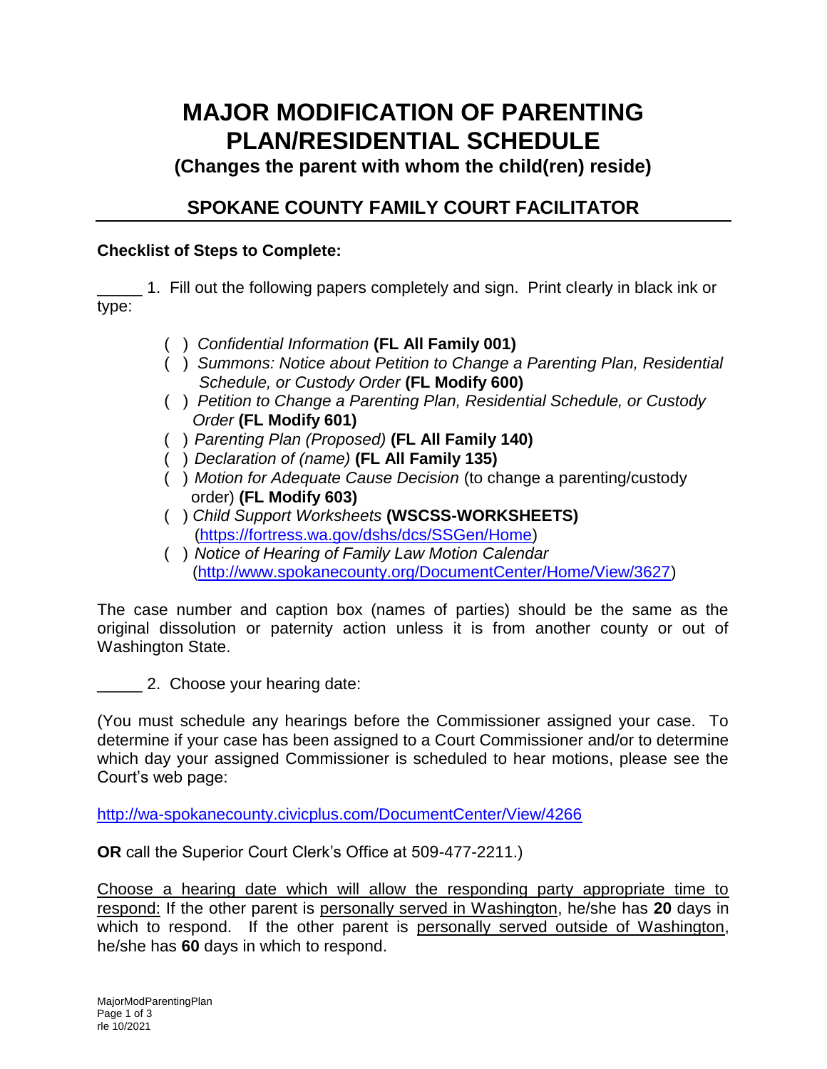# MAJOR MODIFICATION OF PARENTING PLAN/RESIDENTIAL SCHEDULE

**(Changes the parent with whom the child(ren) reside)**

## SPOKANE COUNTY FAMILY COURT FACILITATOR

**Checklist of Steps to Complete:**

_____ 1. Fill out the following papers completely and sign. Print clearly in black ink or type:

- ( ) *Confidential Information* **(FL All Family 001)**
- ( ) *Summons: Notice about Petition to Change a Parenting Plan, Residential Schedule, or Custody Order* **(FL Modify 600)**
- ( ) *Petition to Change a Parenting Plan, Residential Schedule, or Custody Order* **(FL Modify 601)**
- ( ) *Parenting Plan (Proposed)* **(FL All Family 140)**
- ( ) *Declaration of (name)* **(FL All Family 135)**
- ( ) *Motion for Adequate Cause Decision* (to change a parenting/custody order) **(FL Modify 603)**
- ( ) *Child Support Worksheets* **(WSCSS-WORKSHEETS)** (https://fortress.wa.gov/dshs/dcs/SSGen/Home)
- ( ) *Notice of Hearing of Family Law Motion Calendar* (http://www.spokanecounty.org/DocumentCenter/Home/View/3627)

The case number and caption box (names of parties) should be the same as the original dissolution or paternity action unless it is from another county or out of Washington State.

_____ 2. Choose your hearing date:

(You must schedule any hearings before the Commissioner assigned your case. To determine if your case has been assigned to a Court Commissioner and/or to determine which day your assigned Commissioner is scheduled to hear motions, please see the Court's web page:

http://wa-spokanecounty.civicplus.com/DocumentCenter/View/4266

**OR** call the Superior Court Clerk's Office at 509-477-2211.)

<u>Choose a hearing date which will allow the responding party appropriate time to respond:</u> If the other parent is <u>personally served in Washington</u>, he/she has **20** days in which to respond. If the other parent is <u>personally served outside of Washington</u>, he/she has **60** days in which to respond.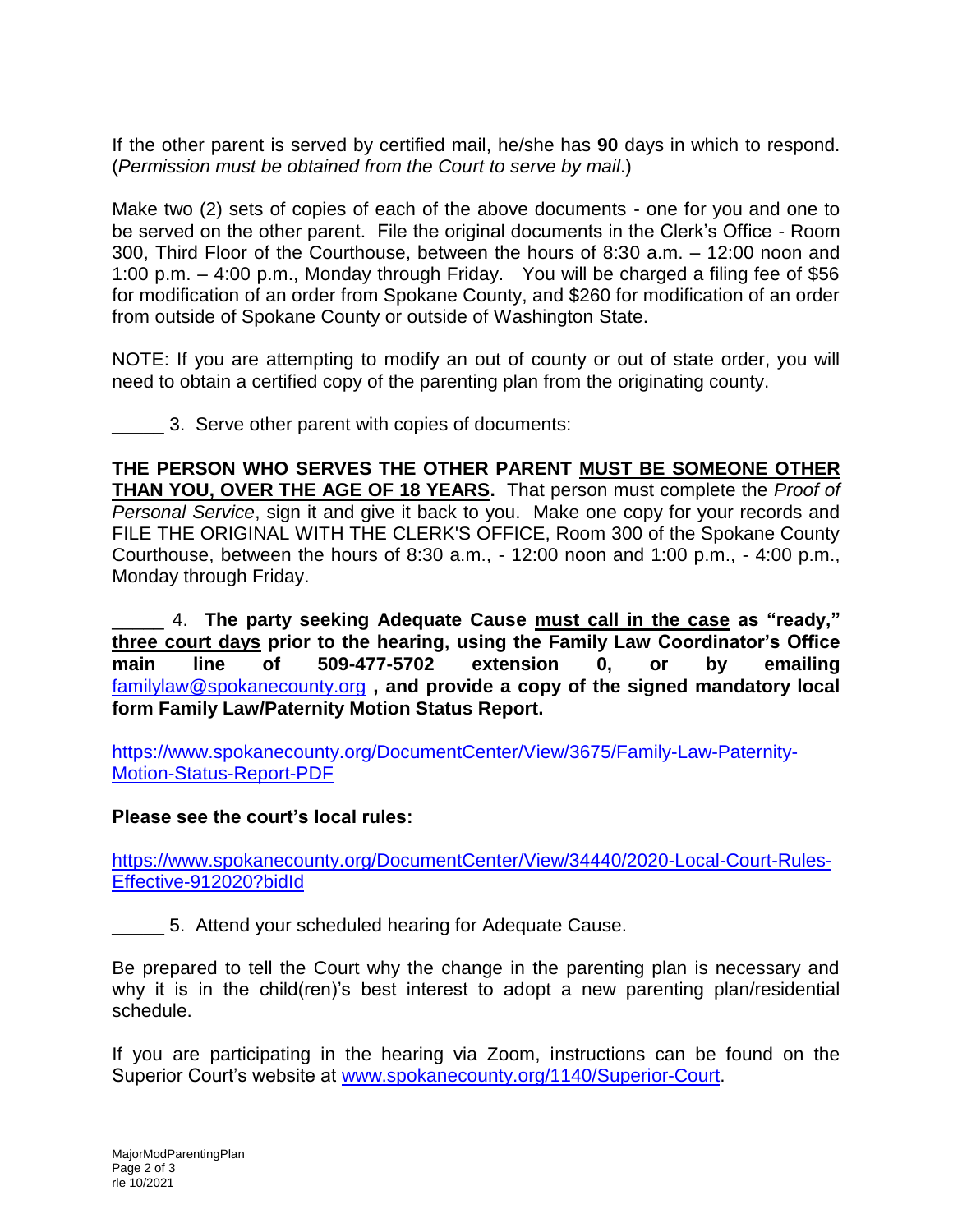If the other parent is served by certified mail, he/she has **90** days in which to respond. (*Permission must be obtained from the Court to serve by mail*.)

Make two (2) sets of copies of each of the above documents - one for you and one to be served on the other parent. File the original documents in the Clerk's Office - Room 300, Third Floor of the Courthouse, between the hours of 8:30 a.m. – 12:00 noon and 1:00 p.m. – 4:00 p.m., Monday through Friday. You will be charged a filing fee of $56 for modification of an order from Spokane County, and $260 for modification of an order from outside of Spokane County or outside of Washington State.

NOTE: If you are attempting to modify an out of county or out of state order, you will need to obtain a certified copy of the parenting plan from the originating county.

_____ 3. Serve other parent with copies of documents:

**THE PERSON WHO SERVES THE OTHER PARENT MUST BE SOMEONE OTHER THAN YOU, OVER THE AGE OF 18 YEARS.** That person must complete the *Proof of Personal Service*, sign it and give it back to you. Make one copy for your records and FILE THE ORIGINAL WITH THE CLERK'S OFFICE, Room 300 of the Spokane County Courthouse, between the hours of 8:30 a.m., - 12:00 noon and 1:00 p.m., - 4:00 p.m., Monday through Friday.

_____ 4. **The party seeking Adequate Cause must call in the case as "ready," three court days prior to the hearing, using the Family Law Coordinator's Office main line of 509-477-5702 extension 0, or by emailing** familylaw@spokanecounty.org **, and provide a copy of the signed mandatory local form Family Law/Paternity Motion Status Report.**

https://www.spokanecounty.org/DocumentCenter/View/3675/Family-Law-Paternity-Motion-Status-Report-PDF

**Please see the court's local rules:**

https://www.spokanecounty.org/DocumentCenter/View/34440/2020-Local-Court-Rules-Effective-912020?bidId

_____ 5. Attend your scheduled hearing for Adequate Cause.

Be prepared to tell the Court why the change in the parenting plan is necessary and why it is in the child(ren)'s best interest to adopt a new parenting plan/residential schedule.

If you are participating in the hearing via Zoom, instructions can be found on the Superior Court's website at www.spokanecounty.org/1140/Superior-Court.

MajorModParentingPlan
rle 10/2021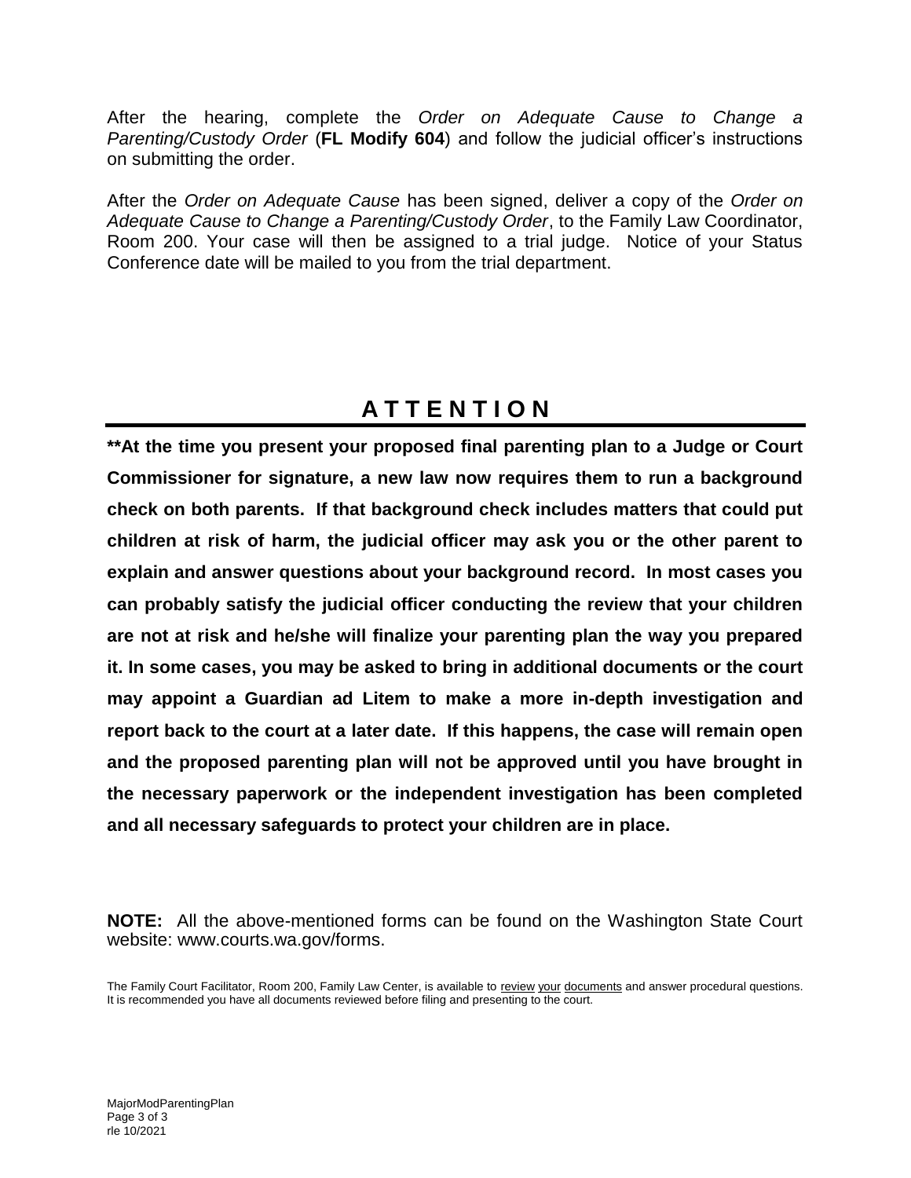After the hearing, complete the *Order on Adequate Cause to Change a Parenting/Custody Order* (**FL Modify 604**) and follow the judicial officer's instructions on submitting the order.

After the *Order on Adequate Cause* has been signed, deliver a copy of the *Order on Adequate Cause to Change a Parenting/Custody Order*, to the Family Law Coordinator, Room 200. Your case will then be assigned to a trial judge. Notice of your Status Conference date will be mailed to you from the trial department.

## A T T E N T I O N

**\*\*At the time you present your proposed final parenting plan to a Judge or Court Commissioner for signature, a new law now requires them to run a background check on both parents. If that background check includes matters that could put children at risk of harm, the judicial officer may ask you or the other parent to explain and answer questions about your background record. In most cases you can probably satisfy the judicial officer conducting the review that your children are not at risk and he/she will finalize your parenting plan the way you prepared it. In some cases, you may be asked to bring in additional documents or the court may appoint a Guardian ad Litem to make a more in-depth investigation and report back to the court at a later date. If this happens, the case will remain open and the proposed parenting plan will not be approved until you have brought in the necessary paperwork or the independent investigation has been completed and all necessary safeguards to protect your children are in place.**

**NOTE:** All the above-mentioned forms can be found on the Washington State Court website: www.courts.wa.gov/forms.

The Family Court Facilitator, Room 200, Family Law Center, is available to review your documents and answer procedural questions. It is recommended you have all documents reviewed before filing and presenting to the court.

MajorModParentingPlan
rle 10/2021